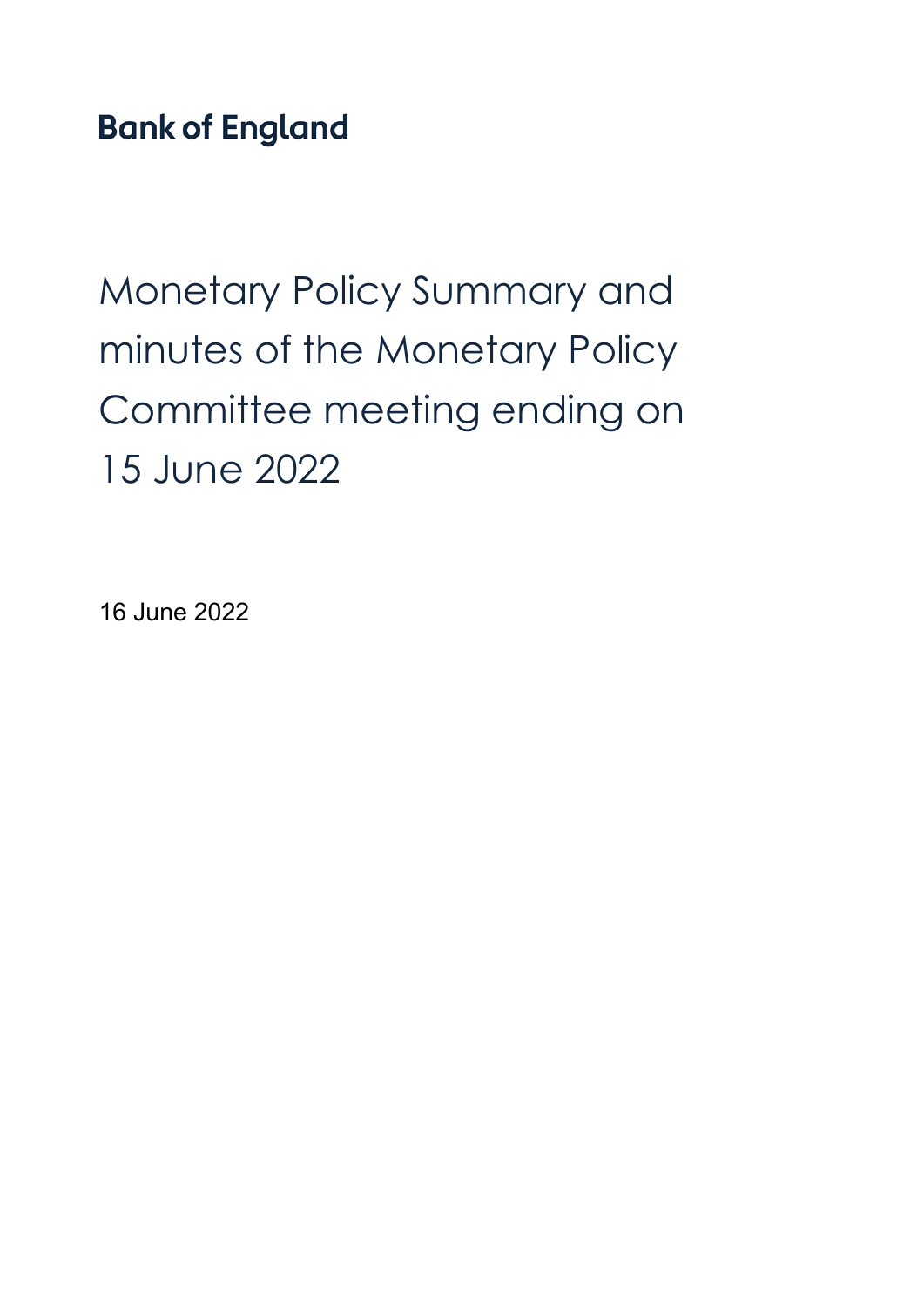**Bank of England**

# Monetary Policy Summary and minutes of the Monetary Policy Committee meeting ending on 15 June 2022

16 June 2022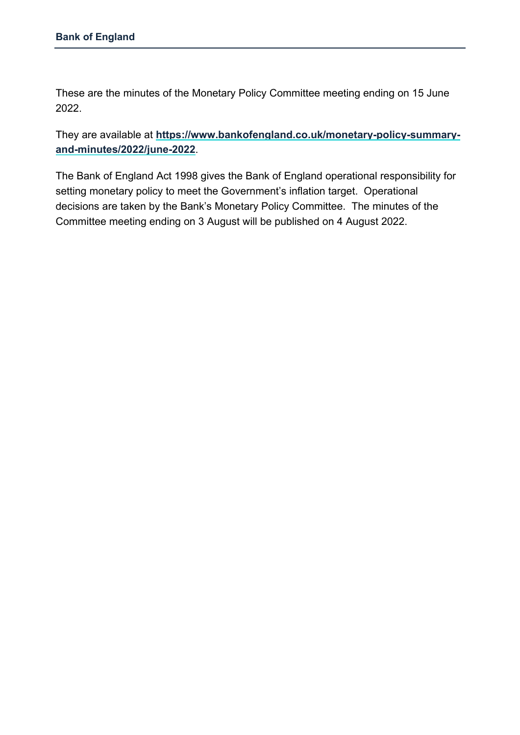These are the minutes of the Monetary Policy Committee meeting ending on 15 June 2022.

They are available at **[https://www.bankofengland.co.uk/monetary-policy-summary-and-minutes/2022/june-2022](https://www.bankofengland.co.uk/monetary-policy-summary-and-minutes/2022/june-2022)**.

The Bank of England Act 1998 gives the Bank of England operational responsibility for setting monetary policy to meet the Government's inflation target. Operational decisions are taken by the Bank's Monetary Policy Committee. The minutes of the Committee meeting ending on 3 August will be published on 4 August 2022.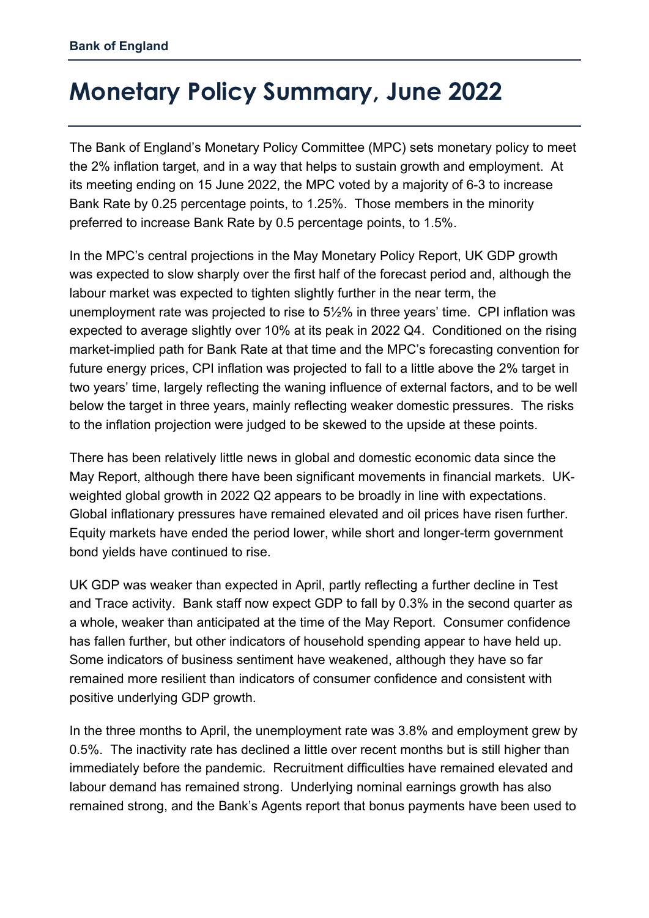# Monetary Policy Summary, June 2022

The Bank of England's Monetary Policy Committee (MPC) sets monetary policy to meet the 2% inflation target, and in a way that helps to sustain growth and employment. At its meeting ending on 15 June 2022, the MPC voted by a majority of 6-3 to increase Bank Rate by 0.25 percentage points, to 1.25%. Those members in the minority preferred to increase Bank Rate by 0.5 percentage points, to 1.5%.

In the MPC's central projections in the May Monetary Policy Report, UK GDP growth was expected to slow sharply over the first half of the forecast period and, although the labour market was expected to tighten slightly further in the near term, the unemployment rate was projected to rise to 5½% in three years' time. CPI inflation was expected to average slightly over 10% at its peak in 2022 Q4. Conditioned on the rising market-implied path for Bank Rate at that time and the MPC's forecasting convention for future energy prices, CPI inflation was projected to fall to a little above the 2% target in two years' time, largely reflecting the waning influence of external factors, and to be well below the target in three years, mainly reflecting weaker domestic pressures. The risks to the inflation projection were judged to be skewed to the upside at these points.

There has been relatively little news in global and domestic economic data since the May Report, although there have been significant movements in financial markets. UK-weighted global growth in 2022 Q2 appears to be broadly in line with expectations. Global inflationary pressures have remained elevated and oil prices have risen further. Equity markets have ended the period lower, while short and longer-term government bond yields have continued to rise.

UK GDP was weaker than expected in April, partly reflecting a further decline in Test and Trace activity. Bank staff now expect GDP to fall by 0.3% in the second quarter as a whole, weaker than anticipated at the time of the May Report. Consumer confidence has fallen further, but other indicators of household spending appear to have held up. Some indicators of business sentiment have weakened, although they have so far remained more resilient than indicators of consumer confidence and consistent with positive underlying GDP growth.

In the three months to April, the unemployment rate was 3.8% and employment grew by 0.5%. The inactivity rate has declined a little over recent months but is still higher than immediately before the pandemic. Recruitment difficulties have remained elevated and labour demand has remained strong. Underlying nominal earnings growth has also remained strong, and the Bank's Agents report that bonus payments have been used to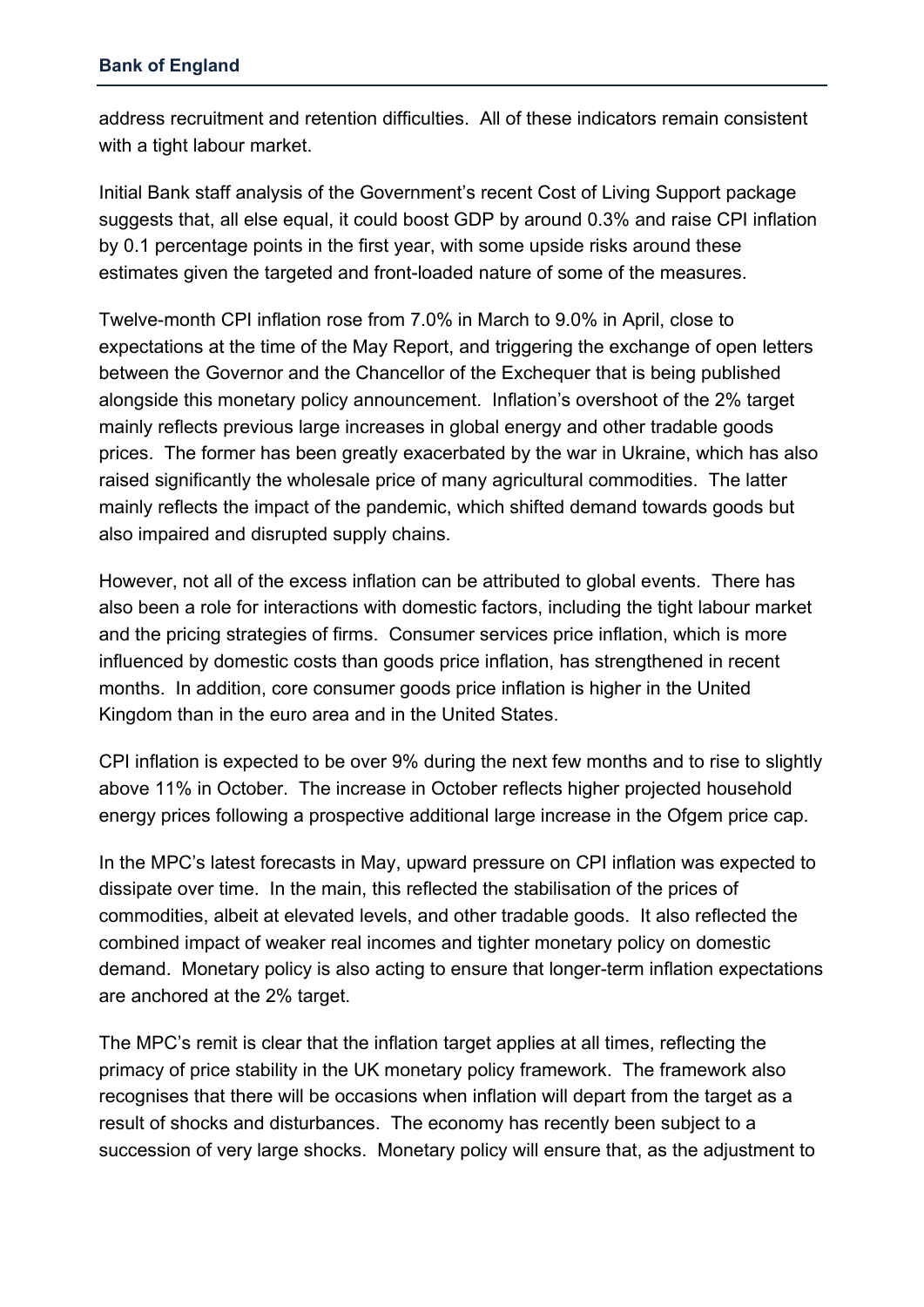address recruitment and retention difficulties. All of these indicators remain consistent with a tight labour market.

Initial Bank staff analysis of the Government's recent Cost of Living Support package suggests that, all else equal, it could boost GDP by around 0.3% and raise CPI inflation by 0.1 percentage points in the first year, with some upside risks around these estimates given the targeted and front-loaded nature of some of the measures.

Twelve-month CPI inflation rose from 7.0% in March to 9.0% in April, close to expectations at the time of the May Report, and triggering the exchange of open letters between the Governor and the Chancellor of the Exchequer that is being published alongside this monetary policy announcement. Inflation's overshoot of the 2% target mainly reflects previous large increases in global energy and other tradable goods prices. The former has been greatly exacerbated by the war in Ukraine, which has also raised significantly the wholesale price of many agricultural commodities. The latter mainly reflects the impact of the pandemic, which shifted demand towards goods but also impaired and disrupted supply chains.

However, not all of the excess inflation can be attributed to global events. There has also been a role for interactions with domestic factors, including the tight labour market and the pricing strategies of firms. Consumer services price inflation, which is more influenced by domestic costs than goods price inflation, has strengthened in recent months. In addition, core consumer goods price inflation is higher in the United Kingdom than in the euro area and in the United States.

CPI inflation is expected to be over 9% during the next few months and to rise to slightly above 11% in October. The increase in October reflects higher projected household energy prices following a prospective additional large increase in the Ofgem price cap.

In the MPC's latest forecasts in May, upward pressure on CPI inflation was expected to dissipate over time. In the main, this reflected the stabilisation of the prices of commodities, albeit at elevated levels, and other tradable goods. It also reflected the combined impact of weaker real incomes and tighter monetary policy on domestic demand. Monetary policy is also acting to ensure that longer-term inflation expectations are anchored at the 2% target.

The MPC's remit is clear that the inflation target applies at all times, reflecting the primacy of price stability in the UK monetary policy framework. The framework also recognises that there will be occasions when inflation will depart from the target as a result of shocks and disturbances. The economy has recently been subject to a succession of very large shocks. Monetary policy will ensure that, as the adjustment to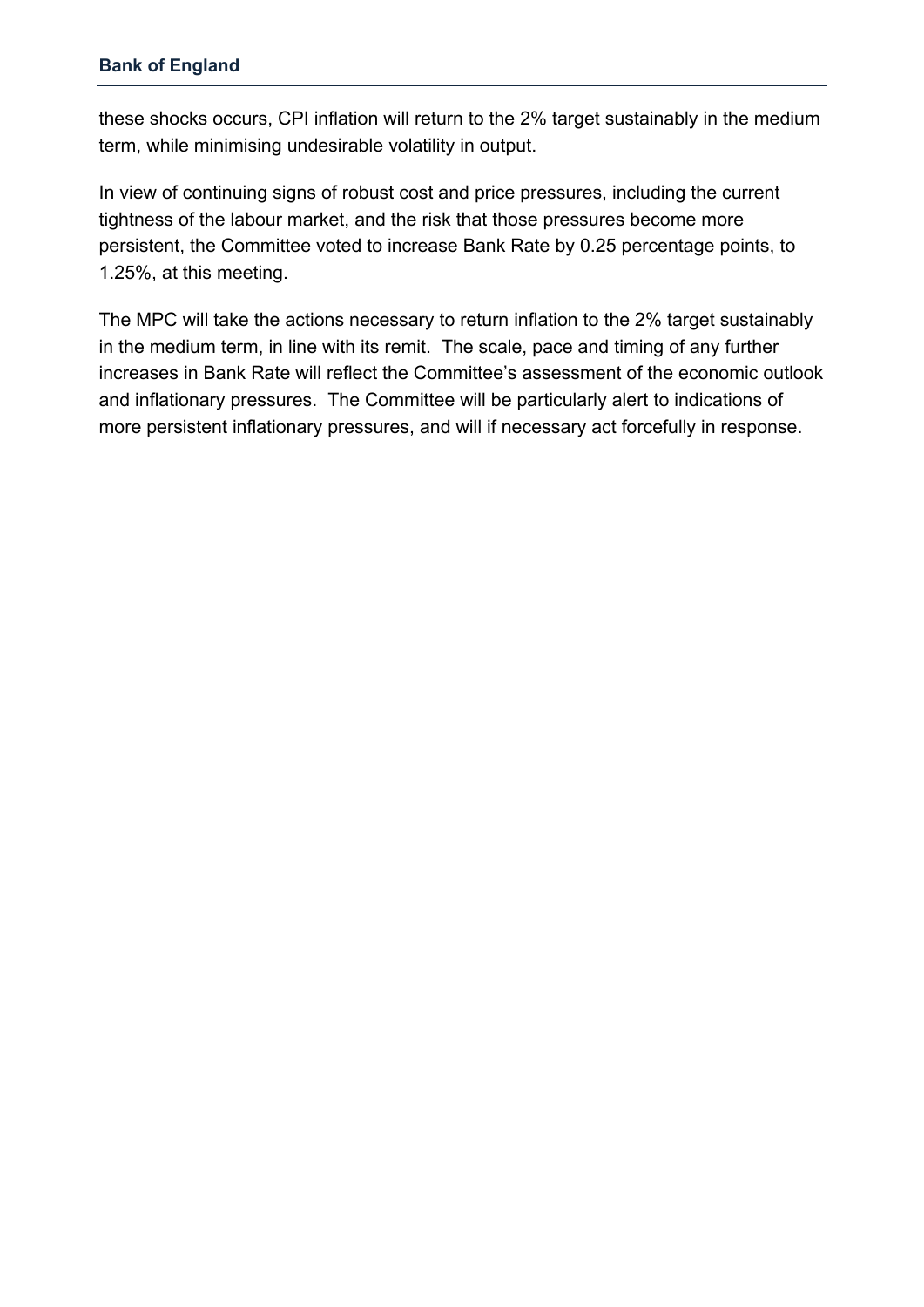these shocks occurs, CPI inflation will return to the 2% target sustainably in the medium term, while minimising undesirable volatility in output.

In view of continuing signs of robust cost and price pressures, including the current tightness of the labour market, and the risk that those pressures become more persistent, the Committee voted to increase Bank Rate by 0.25 percentage points, to 1.25%, at this meeting.

The MPC will take the actions necessary to return inflation to the 2% target sustainably in the medium term, in line with its remit. The scale, pace and timing of any further increases in Bank Rate will reflect the Committee's assessment of the economic outlook and inflationary pressures. The Committee will be particularly alert to indications of more persistent inflationary pressures, and will if necessary act forcefully in response.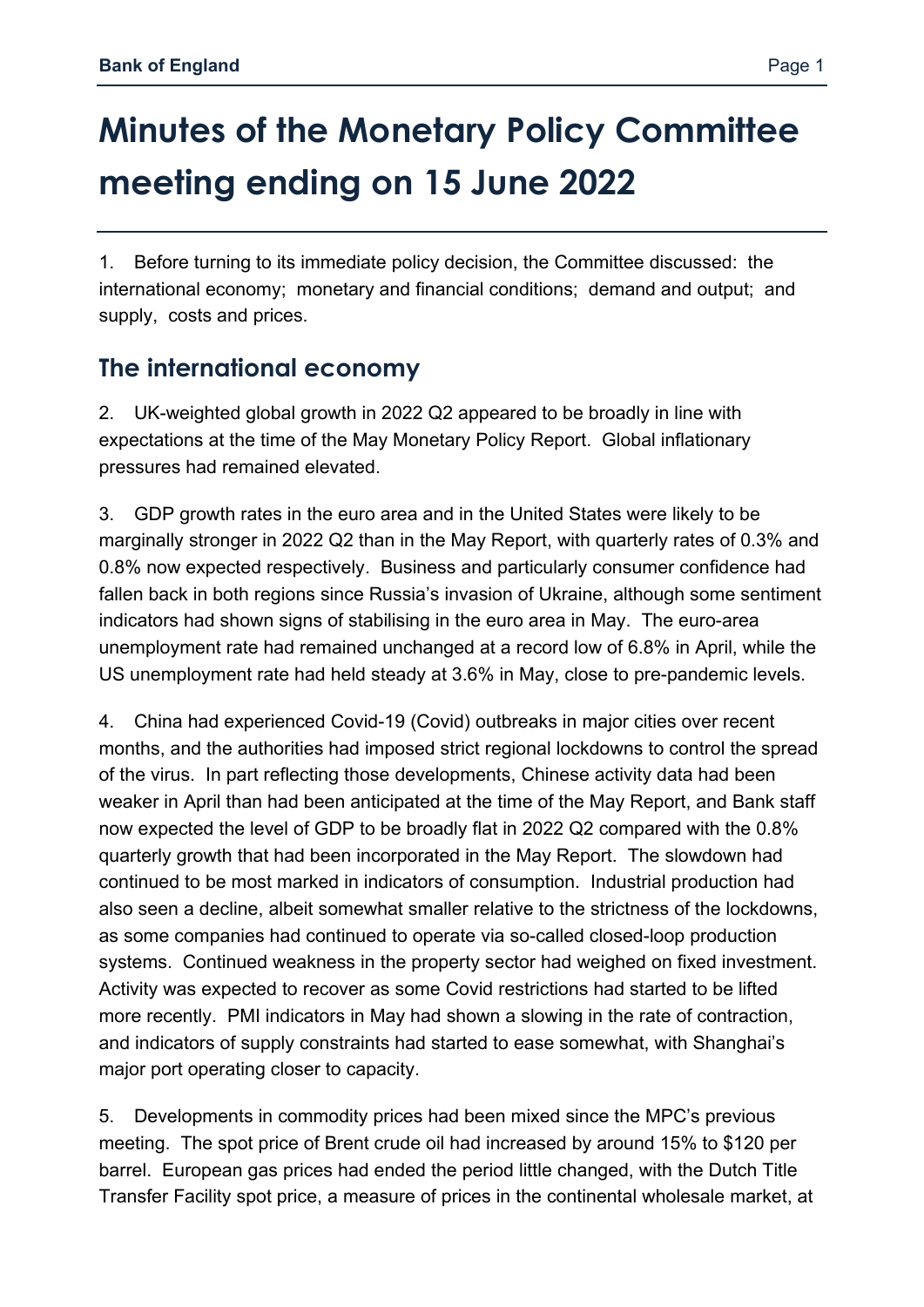# Minutes of the Monetary Policy Committee meeting ending on 15 June 2022

1. Before turning to its immediate policy decision, the Committee discussed: the international economy; monetary and financial conditions; demand and output; and supply, costs and prices.

## The international economy

2. UK-weighted global growth in 2022 Q2 appeared to be broadly in line with expectations at the time of the May Monetary Policy Report. Global inflationary pressures had remained elevated.

3. GDP growth rates in the euro area and in the United States were likely to be marginally stronger in 2022 Q2 than in the May Report, with quarterly rates of 0.3% and 0.8% now expected respectively. Business and particularly consumer confidence had fallen back in both regions since Russia's invasion of Ukraine, although some sentiment indicators had shown signs of stabilising in the euro area in May. The euro-area unemployment rate had remained unchanged at a record low of 6.8% in April, while the US unemployment rate had held steady at 3.6% in May, close to pre-pandemic levels.

4. China had experienced Covid-19 (Covid) outbreaks in major cities over recent months, and the authorities had imposed strict regional lockdowns to control the spread of the virus. In part reflecting those developments, Chinese activity data had been weaker in April than had been anticipated at the time of the May Report, and Bank staff now expected the level of GDP to be broadly flat in 2022 Q2 compared with the 0.8% quarterly growth that had been incorporated in the May Report. The slowdown had continued to be most marked in indicators of consumption. Industrial production had also seen a decline, albeit somewhat smaller relative to the strictness of the lockdowns, as some companies had continued to operate via so-called closed-loop production systems. Continued weakness in the property sector had weighed on fixed investment. Activity was expected to recover as some Covid restrictions had started to be lifted more recently. PMI indicators in May had shown a slowing in the rate of contraction, and indicators of supply constraints had started to ease somewhat, with Shanghai's major port operating closer to capacity.

5. Developments in commodity prices had been mixed since the MPC's previous meeting. The spot price of Brent crude oil had increased by around 15% to $120 per barrel. European gas prices had ended the period little changed, with the Dutch Title Transfer Facility spot price, a measure of prices in the continental wholesale market, at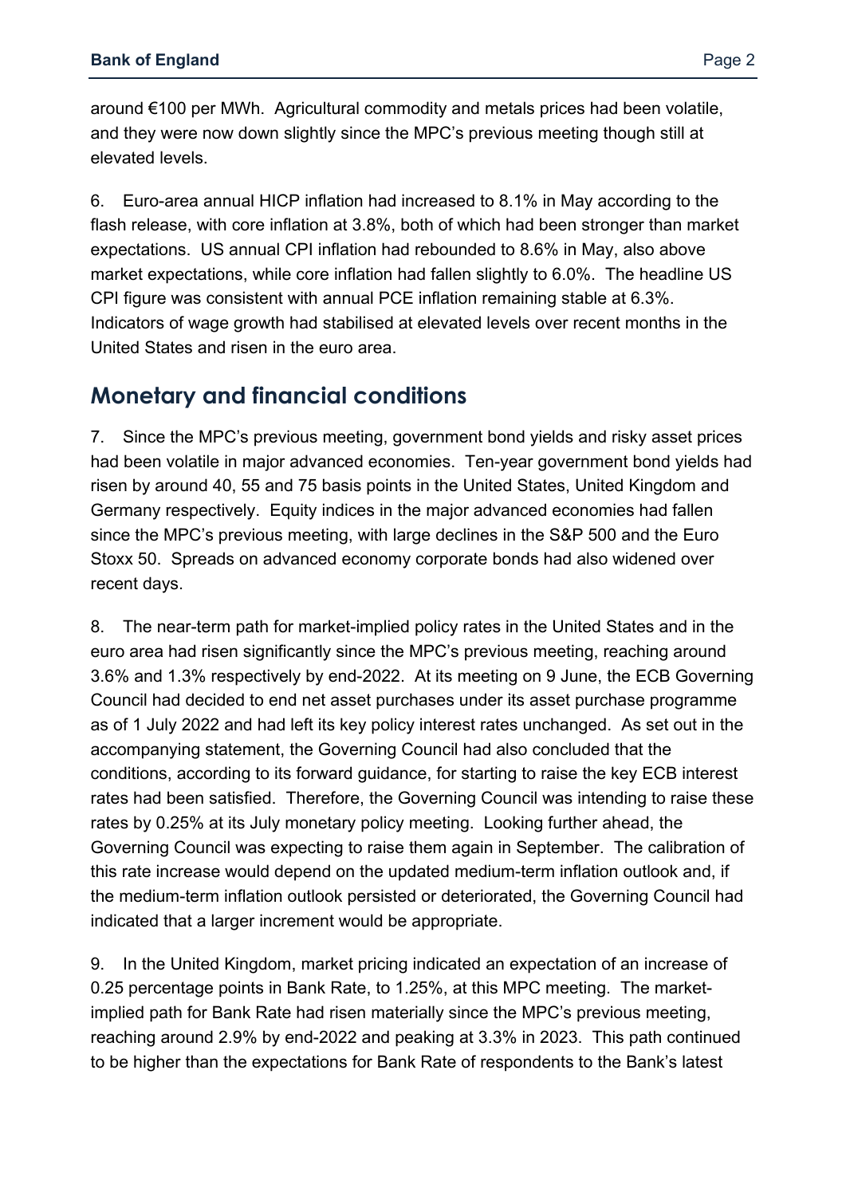around €100 per MWh. Agricultural commodity and metals prices had been volatile, and they were now down slightly since the MPC's previous meeting though still at elevated levels.

6. Euro-area annual HICP inflation had increased to 8.1% in May according to the flash release, with core inflation at 3.8%, both of which had been stronger than market expectations. US annual CPI inflation had rebounded to 8.6% in May, also above market expectations, while core inflation had fallen slightly to 6.0%. The headline US CPI figure was consistent with annual PCE inflation remaining stable at 6.3%. Indicators of wage growth had stabilised at elevated levels over recent months in the United States and risen in the euro area.

## Monetary and financial conditions

7. Since the MPC's previous meeting, government bond yields and risky asset prices had been volatile in major advanced economies. Ten-year government bond yields had risen by around 40, 55 and 75 basis points in the United States, United Kingdom and Germany respectively. Equity indices in the major advanced economies had fallen since the MPC's previous meeting, with large declines in the S&P 500 and the Euro Stoxx 50. Spreads on advanced economy corporate bonds had also widened over recent days.

8. The near-term path for market-implied policy rates in the United States and in the euro area had risen significantly since the MPC's previous meeting, reaching around 3.6% and 1.3% respectively by end-2022. At its meeting on 9 June, the ECB Governing Council had decided to end net asset purchases under its asset purchase programme as of 1 July 2022 and had left its key policy interest rates unchanged. As set out in the accompanying statement, the Governing Council had also concluded that the conditions, according to its forward guidance, for starting to raise the key ECB interest rates had been satisfied. Therefore, the Governing Council was intending to raise these rates by 0.25% at its July monetary policy meeting. Looking further ahead, the Governing Council was expecting to raise them again in September. The calibration of this rate increase would depend on the updated medium-term inflation outlook and, if the medium-term inflation outlook persisted or deteriorated, the Governing Council had indicated that a larger increment would be appropriate.

9. In the United Kingdom, market pricing indicated an expectation of an increase of 0.25 percentage points in Bank Rate, to 1.25%, at this MPC meeting. The market-implied path for Bank Rate had risen materially since the MPC's previous meeting, reaching around 2.9% by end-2022 and peaking at 3.3% in 2023. This path continued to be higher than the expectations for Bank Rate of respondents to the Bank's latest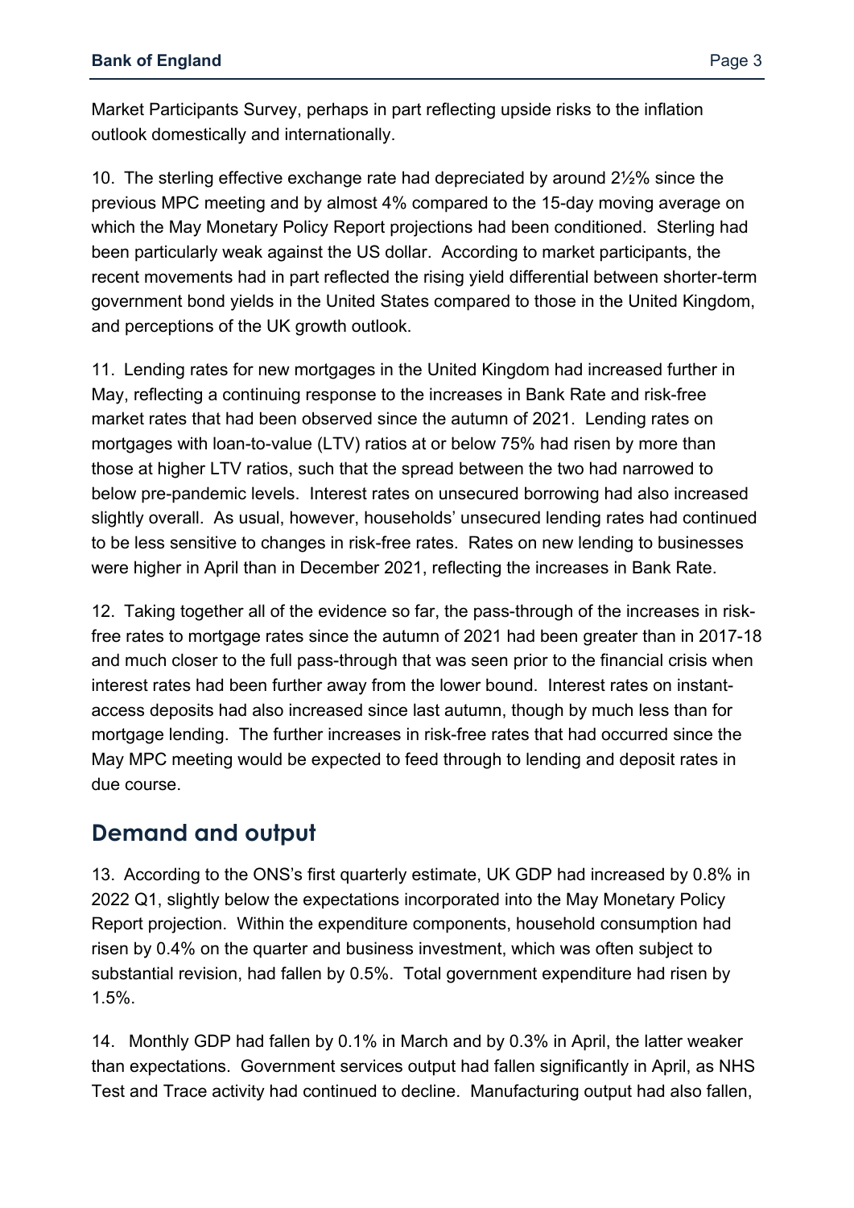Market Participants Survey, perhaps in part reflecting upside risks to the inflation outlook domestically and internationally.

10. The sterling effective exchange rate had depreciated by around 2½% since the previous MPC meeting and by almost 4% compared to the 15-day moving average on which the May Monetary Policy Report projections had been conditioned. Sterling had been particularly weak against the US dollar. According to market participants, the recent movements had in part reflected the rising yield differential between shorter-term government bond yields in the United States compared to those in the United Kingdom, and perceptions of the UK growth outlook.

11. Lending rates for new mortgages in the United Kingdom had increased further in May, reflecting a continuing response to the increases in Bank Rate and risk-free market rates that had been observed since the autumn of 2021. Lending rates on mortgages with loan-to-value (LTV) ratios at or below 75% had risen by more than those at higher LTV ratios, such that the spread between the two had narrowed to below pre-pandemic levels. Interest rates on unsecured borrowing had also increased slightly overall. As usual, however, households' unsecured lending rates had continued to be less sensitive to changes in risk-free rates. Rates on new lending to businesses were higher in April than in December 2021, reflecting the increases in Bank Rate.

12. Taking together all of the evidence so far, the pass-through of the increases in risk-free rates to mortgage rates since the autumn of 2021 had been greater than in 2017-18 and much closer to the full pass-through that was seen prior to the financial crisis when interest rates had been further away from the lower bound. Interest rates on instant-access deposits had also increased since last autumn, though by much less than for mortgage lending. The further increases in risk-free rates that had occurred since the May MPC meeting would be expected to feed through to lending and deposit rates in due course.

## Demand and output

13. According to the ONS's first quarterly estimate, UK GDP had increased by 0.8% in 2022 Q1, slightly below the expectations incorporated into the May Monetary Policy Report projection. Within the expenditure components, household consumption had risen by 0.4% on the quarter and business investment, which was often subject to substantial revision, had fallen by 0.5%. Total government expenditure had risen by 1.5%.

14. Monthly GDP had fallen by 0.1% in March and by 0.3% in April, the latter weaker than expectations. Government services output had fallen significantly in April, as NHS Test and Trace activity had continued to decline. Manufacturing output had also fallen,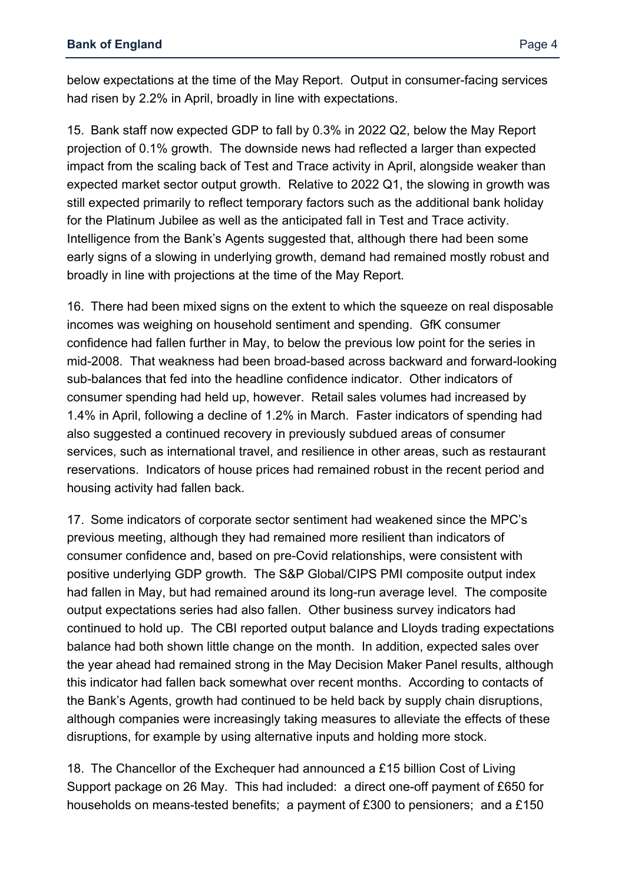below expectations at the time of the May Report. Output in consumer-facing services had risen by 2.2% in April, broadly in line with expectations.

15. Bank staff now expected GDP to fall by 0.3% in 2022 Q2, below the May Report projection of 0.1% growth. The downside news had reflected a larger than expected impact from the scaling back of Test and Trace activity in April, alongside weaker than expected market sector output growth. Relative to 2022 Q1, the slowing in growth was still expected primarily to reflect temporary factors such as the additional bank holiday for the Platinum Jubilee as well as the anticipated fall in Test and Trace activity. Intelligence from the Bank's Agents suggested that, although there had been some early signs of a slowing in underlying growth, demand had remained mostly robust and broadly in line with projections at the time of the May Report.

16. There had been mixed signs on the extent to which the squeeze on real disposable incomes was weighing on household sentiment and spending. GfK consumer confidence had fallen further in May, to below the previous low point for the series in mid-2008. That weakness had been broad-based across backward and forward-looking sub-balances that fed into the headline confidence indicator. Other indicators of consumer spending had held up, however. Retail sales volumes had increased by 1.4% in April, following a decline of 1.2% in March. Faster indicators of spending had also suggested a continued recovery in previously subdued areas of consumer services, such as international travel, and resilience in other areas, such as restaurant reservations. Indicators of house prices had remained robust in the recent period and housing activity had fallen back.

17. Some indicators of corporate sector sentiment had weakened since the MPC's previous meeting, although they had remained more resilient than indicators of consumer confidence and, based on pre-Covid relationships, were consistent with positive underlying GDP growth. The S&P Global/CIPS PMI composite output index had fallen in May, but had remained around its long-run average level. The composite output expectations series had also fallen. Other business survey indicators had continued to hold up. The CBI reported output balance and Lloyds trading expectations balance had both shown little change on the month. In addition, expected sales over the year ahead had remained strong in the May Decision Maker Panel results, although this indicator had fallen back somewhat over recent months. According to contacts of the Bank's Agents, growth had continued to be held back by supply chain disruptions, although companies were increasingly taking measures to alleviate the effects of these disruptions, for example by using alternative inputs and holding more stock.

18. The Chancellor of the Exchequer had announced a £15 billion Cost of Living Support package on 26 May. This had included: a direct one-off payment of £650 for households on means-tested benefits; a payment of £300 to pensioners; and a £150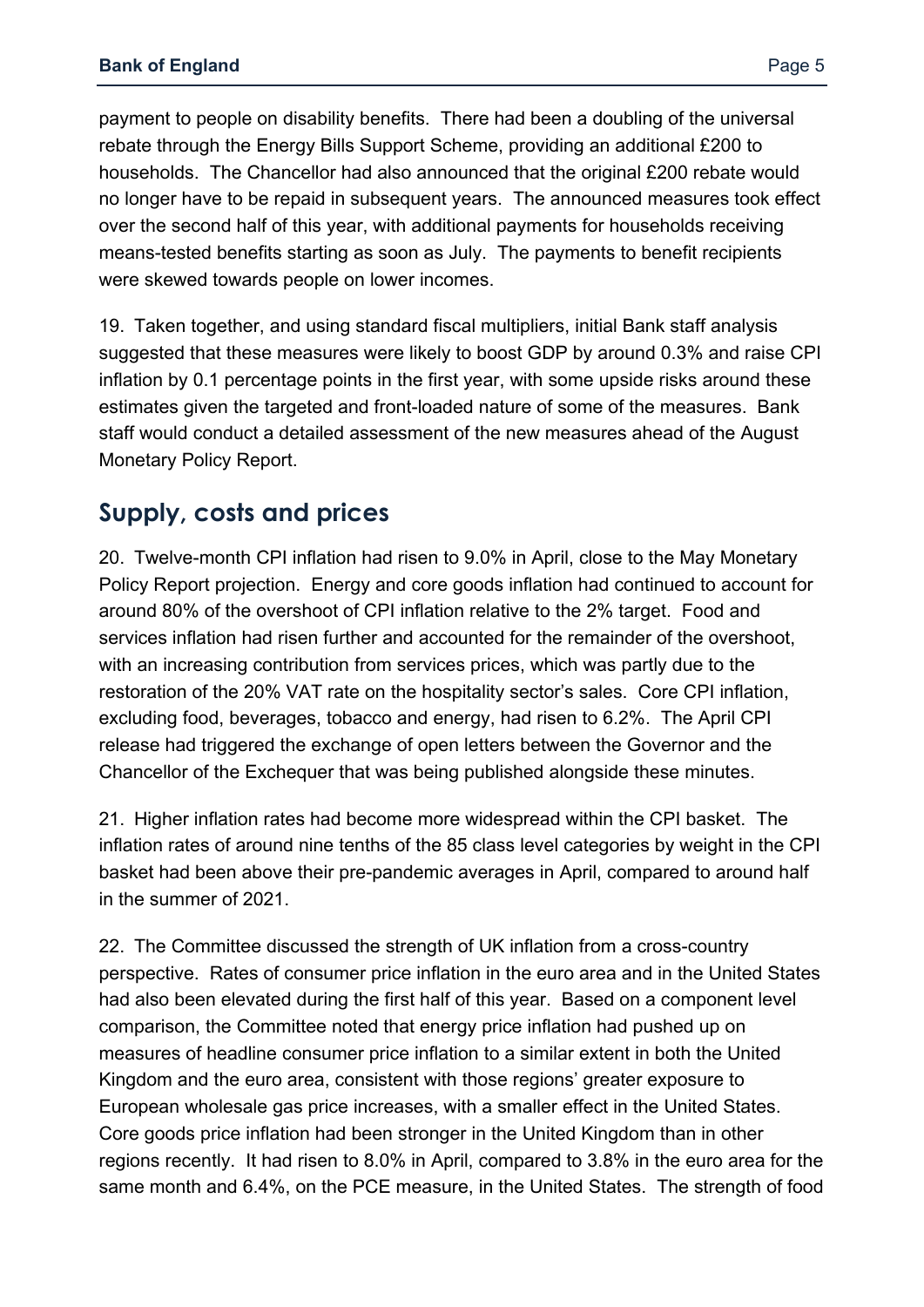payment to people on disability benefits. There had been a doubling of the universal rebate through the Energy Bills Support Scheme, providing an additional £200 to households. The Chancellor had also announced that the original £200 rebate would no longer have to be repaid in subsequent years. The announced measures took effect over the second half of this year, with additional payments for households receiving means-tested benefits starting as soon as July. The payments to benefit recipients were skewed towards people on lower incomes.

19. Taken together, and using standard fiscal multipliers, initial Bank staff analysis suggested that these measures were likely to boost GDP by around 0.3% and raise CPI inflation by 0.1 percentage points in the first year, with some upside risks around these estimates given the targeted and front-loaded nature of some of the measures. Bank staff would conduct a detailed assessment of the new measures ahead of the August Monetary Policy Report.

## Supply, costs and prices

20. Twelve-month CPI inflation had risen to 9.0% in April, close to the May Monetary Policy Report projection. Energy and core goods inflation had continued to account for around 80% of the overshoot of CPI inflation relative to the 2% target. Food and services inflation had risen further and accounted for the remainder of the overshoot, with an increasing contribution from services prices, which was partly due to the restoration of the 20% VAT rate on the hospitality sector's sales. Core CPI inflation, excluding food, beverages, tobacco and energy, had risen to 6.2%. The April CPI release had triggered the exchange of open letters between the Governor and the Chancellor of the Exchequer that was being published alongside these minutes.

21. Higher inflation rates had become more widespread within the CPI basket. The inflation rates of around nine tenths of the 85 class level categories by weight in the CPI basket had been above their pre-pandemic averages in April, compared to around half in the summer of 2021.

22. The Committee discussed the strength of UK inflation from a cross-country perspective. Rates of consumer price inflation in the euro area and in the United States had also been elevated during the first half of this year. Based on a component level comparison, the Committee noted that energy price inflation had pushed up on measures of headline consumer price inflation to a similar extent in both the United Kingdom and the euro area, consistent with those regions' greater exposure to European wholesale gas price increases, with a smaller effect in the United States. Core goods price inflation had been stronger in the United Kingdom than in other regions recently. It had risen to 8.0% in April, compared to 3.8% in the euro area for the same month and 6.4%, on the PCE measure, in the United States. The strength of food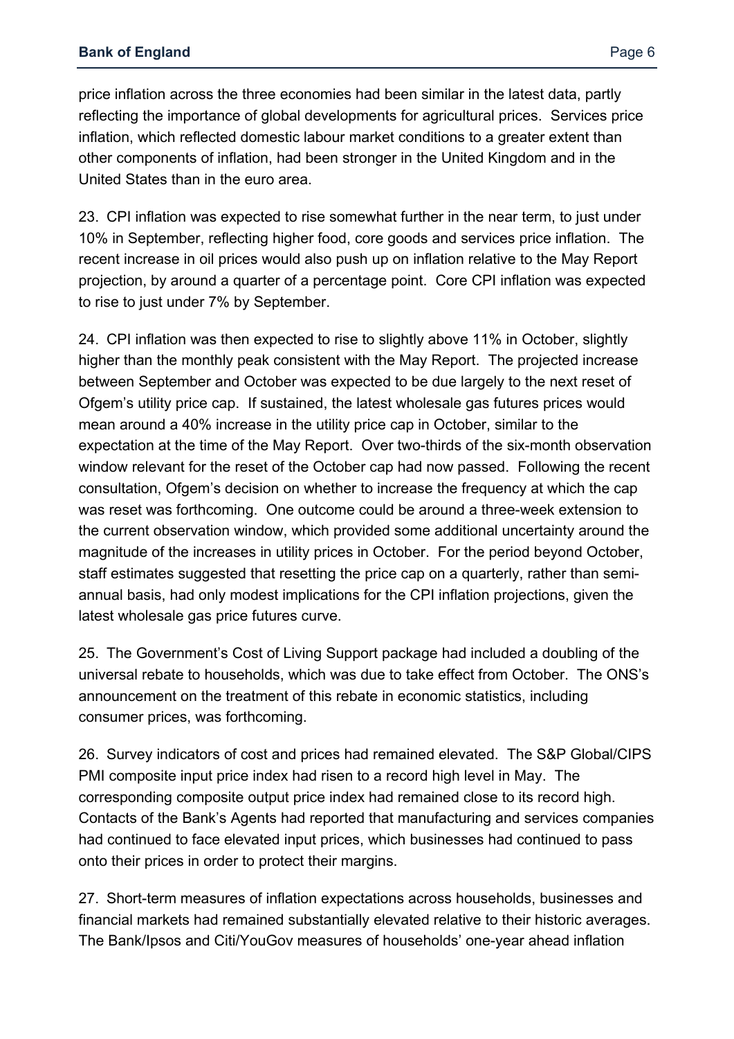price inflation across the three economies had been similar in the latest data, partly reflecting the importance of global developments for agricultural prices. Services price inflation, which reflected domestic labour market conditions to a greater extent than other components of inflation, had been stronger in the United Kingdom and in the United States than in the euro area.

23. CPI inflation was expected to rise somewhat further in the near term, to just under 10% in September, reflecting higher food, core goods and services price inflation. The recent increase in oil prices would also push up on inflation relative to the May Report projection, by around a quarter of a percentage point. Core CPI inflation was expected to rise to just under 7% by September.

24. CPI inflation was then expected to rise to slightly above 11% in October, slightly higher than the monthly peak consistent with the May Report. The projected increase between September and October was expected to be due largely to the next reset of Ofgem's utility price cap. If sustained, the latest wholesale gas futures prices would mean around a 40% increase in the utility price cap in October, similar to the expectation at the time of the May Report. Over two-thirds of the six-month observation window relevant for the reset of the October cap had now passed. Following the recent consultation, Ofgem's decision on whether to increase the frequency at which the cap was reset was forthcoming. One outcome could be around a three-week extension to the current observation window, which provided some additional uncertainty around the magnitude of the increases in utility prices in October. For the period beyond October, staff estimates suggested that resetting the price cap on a quarterly, rather than semi-annual basis, had only modest implications for the CPI inflation projections, given the latest wholesale gas price futures curve.

25. The Government's Cost of Living Support package had included a doubling of the universal rebate to households, which was due to take effect from October. The ONS's announcement on the treatment of this rebate in economic statistics, including consumer prices, was forthcoming.

26. Survey indicators of cost and prices had remained elevated. The S&P Global/CIPS PMI composite input price index had risen to a record high level in May. The corresponding composite output price index had remained close to its record high. Contacts of the Bank's Agents had reported that manufacturing and services companies had continued to face elevated input prices, which businesses had continued to pass onto their prices in order to protect their margins.

27. Short-term measures of inflation expectations across households, businesses and financial markets had remained substantially elevated relative to their historic averages. The Bank/Ipsos and Citi/YouGov measures of households' one-year ahead inflation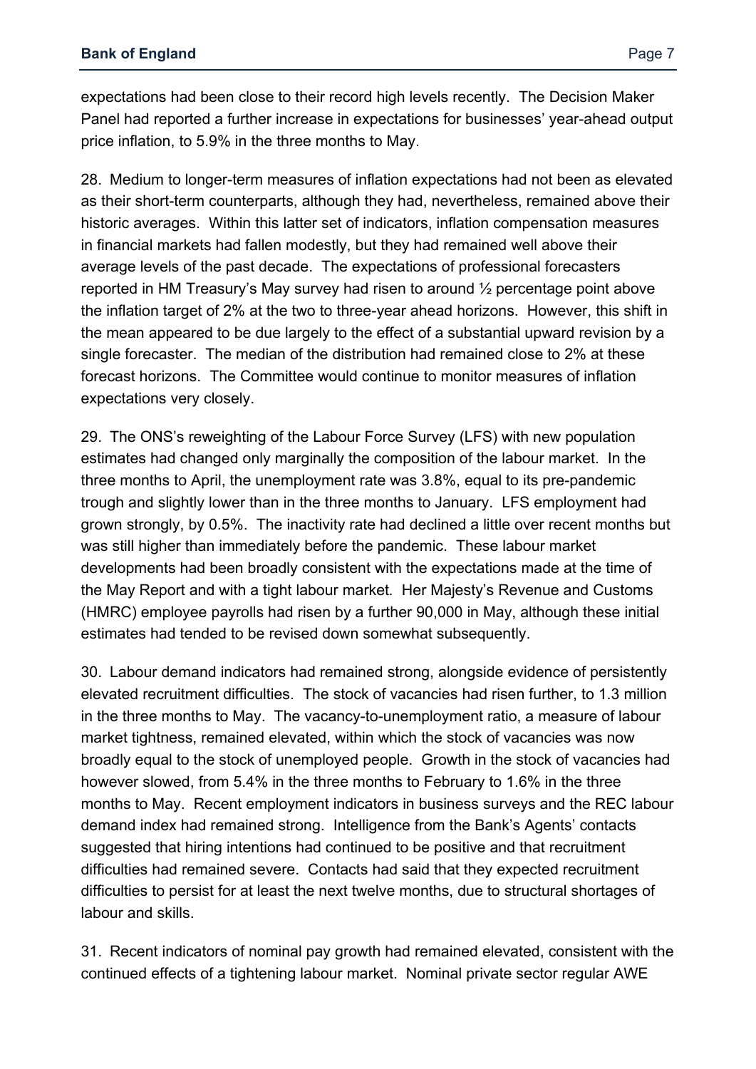expectations had been close to their record high levels recently. The Decision Maker Panel had reported a further increase in expectations for businesses' year-ahead output price inflation, to 5.9% in the three months to May.

28. Medium to longer-term measures of inflation expectations had not been as elevated as their short-term counterparts, although they had, nevertheless, remained above their historic averages. Within this latter set of indicators, inflation compensation measures in financial markets had fallen modestly, but they had remained well above their average levels of the past decade. The expectations of professional forecasters reported in HM Treasury's May survey had risen to around ½ percentage point above the inflation target of 2% at the two to three-year ahead horizons. However, this shift in the mean appeared to be due largely to the effect of a substantial upward revision by a single forecaster. The median of the distribution had remained close to 2% at these forecast horizons. The Committee would continue to monitor measures of inflation expectations very closely.

29. The ONS's reweighting of the Labour Force Survey (LFS) with new population estimates had changed only marginally the composition of the labour market. In the three months to April, the unemployment rate was 3.8%, equal to its pre-pandemic trough and slightly lower than in the three months to January. LFS employment had grown strongly, by 0.5%. The inactivity rate had declined a little over recent months but was still higher than immediately before the pandemic. These labour market developments had been broadly consistent with the expectations made at the time of the May Report and with a tight labour market. Her Majesty's Revenue and Customs (HMRC) employee payrolls had risen by a further 90,000 in May, although these initial estimates had tended to be revised down somewhat subsequently.

30. Labour demand indicators had remained strong, alongside evidence of persistently elevated recruitment difficulties. The stock of vacancies had risen further, to 1.3 million in the three months to May. The vacancy-to-unemployment ratio, a measure of labour market tightness, remained elevated, within which the stock of vacancies was now broadly equal to the stock of unemployed people. Growth in the stock of vacancies had however slowed, from 5.4% in the three months to February to 1.6% in the three months to May. Recent employment indicators in business surveys and the REC labour demand index had remained strong. Intelligence from the Bank's Agents' contacts suggested that hiring intentions had continued to be positive and that recruitment difficulties had remained severe. Contacts had said that they expected recruitment difficulties to persist for at least the next twelve months, due to structural shortages of labour and skills.

31. Recent indicators of nominal pay growth had remained elevated, consistent with the continued effects of a tightening labour market. Nominal private sector regular AWE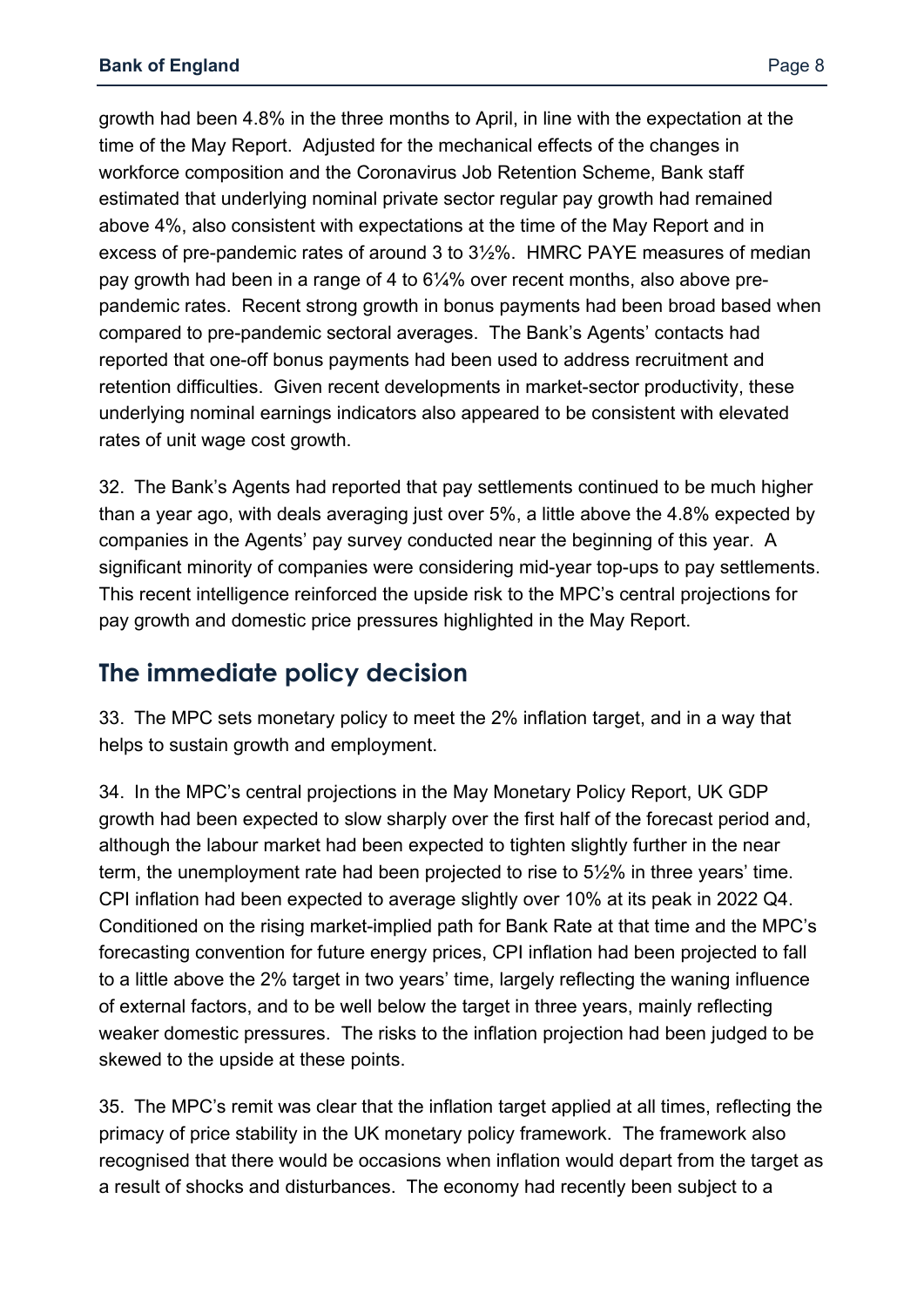growth had been 4.8% in the three months to April, in line with the expectation at the time of the May Report. Adjusted for the mechanical effects of the changes in workforce composition and the Coronavirus Job Retention Scheme, Bank staff estimated that underlying nominal private sector regular pay growth had remained above 4%, also consistent with expectations at the time of the May Report and in excess of pre-pandemic rates of around 3 to 3½%. HMRC PAYE measures of median pay growth had been in a range of 4 to 6¼% over recent months, also above pre-pandemic rates. Recent strong growth in bonus payments had been broad based when compared to pre-pandemic sectoral averages. The Bank's Agents' contacts had reported that one-off bonus payments had been used to address recruitment and retention difficulties. Given recent developments in market-sector productivity, these underlying nominal earnings indicators also appeared to be consistent with elevated rates of unit wage cost growth.

32. The Bank's Agents had reported that pay settlements continued to be much higher than a year ago, with deals averaging just over 5%, a little above the 4.8% expected by companies in the Agents' pay survey conducted near the beginning of this year. A significant minority of companies were considering mid-year top-ups to pay settlements. This recent intelligence reinforced the upside risk to the MPC's central projections for pay growth and domestic price pressures highlighted in the May Report.

## The immediate policy decision

33. The MPC sets monetary policy to meet the 2% inflation target, and in a way that helps to sustain growth and employment.

34. In the MPC's central projections in the May Monetary Policy Report, UK GDP growth had been expected to slow sharply over the first half of the forecast period and, although the labour market had been expected to tighten slightly further in the near term, the unemployment rate had been projected to rise to 5½% in three years' time. CPI inflation had been expected to average slightly over 10% at its peak in 2022 Q4. Conditioned on the rising market-implied path for Bank Rate at that time and the MPC's forecasting convention for future energy prices, CPI inflation had been projected to fall to a little above the 2% target in two years' time, largely reflecting the waning influence of external factors, and to be well below the target in three years, mainly reflecting weaker domestic pressures. The risks to the inflation projection had been judged to be skewed to the upside at these points.

35. The MPC's remit was clear that the inflation target applied at all times, reflecting the primacy of price stability in the UK monetary policy framework. The framework also recognised that there would be occasions when inflation would depart from the target as a result of shocks and disturbances. The economy had recently been subject to a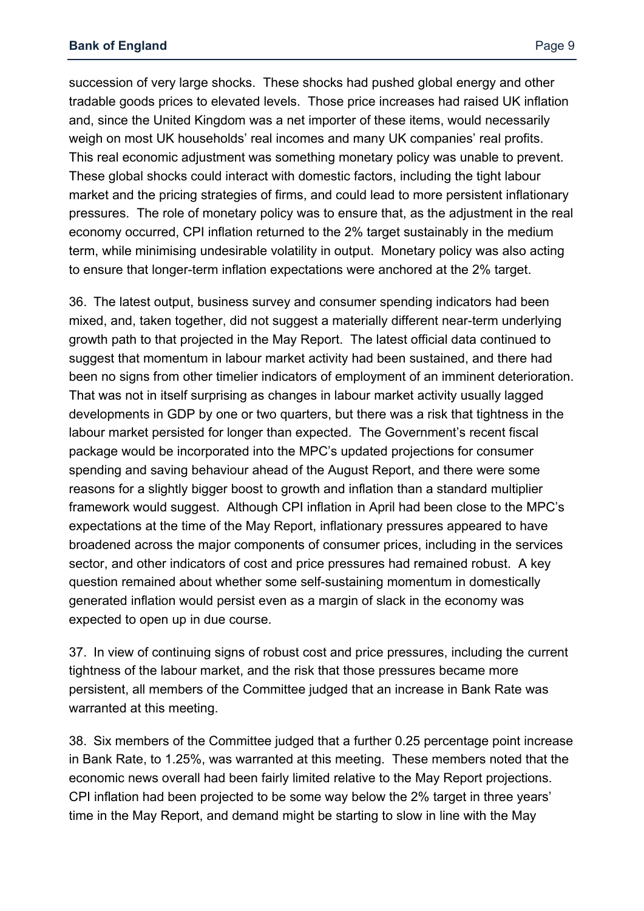succession of very large shocks. These shocks had pushed global energy and other tradable goods prices to elevated levels. Those price increases had raised UK inflation and, since the United Kingdom was a net importer of these items, would necessarily weigh on most UK households' real incomes and many UK companies' real profits. This real economic adjustment was something monetary policy was unable to prevent. These global shocks could interact with domestic factors, including the tight labour market and the pricing strategies of firms, and could lead to more persistent inflationary pressures. The role of monetary policy was to ensure that, as the adjustment in the real economy occurred, CPI inflation returned to the 2% target sustainably in the medium term, while minimising undesirable volatility in output. Monetary policy was also acting to ensure that longer-term inflation expectations were anchored at the 2% target.

36. The latest output, business survey and consumer spending indicators had been mixed, and, taken together, did not suggest a materially different near-term underlying growth path to that projected in the May Report. The latest official data continued to suggest that momentum in labour market activity had been sustained, and there had been no signs from other timelier indicators of employment of an imminent deterioration. That was not in itself surprising as changes in labour market activity usually lagged developments in GDP by one or two quarters, but there was a risk that tightness in the labour market persisted for longer than expected. The Government's recent fiscal package would be incorporated into the MPC's updated projections for consumer spending and saving behaviour ahead of the August Report, and there were some reasons for a slightly bigger boost to growth and inflation than a standard multiplier framework would suggest. Although CPI inflation in April had been close to the MPC's expectations at the time of the May Report, inflationary pressures appeared to have broadened across the major components of consumer prices, including in the services sector, and other indicators of cost and price pressures had remained robust. A key question remained about whether some self-sustaining momentum in domestically generated inflation would persist even as a margin of slack in the economy was expected to open up in due course.

37. In view of continuing signs of robust cost and price pressures, including the current tightness of the labour market, and the risk that those pressures became more persistent, all members of the Committee judged that an increase in Bank Rate was warranted at this meeting.

38. Six members of the Committee judged that a further 0.25 percentage point increase in Bank Rate, to 1.25%, was warranted at this meeting. These members noted that the economic news overall had been fairly limited relative to the May Report projections. CPI inflation had been projected to be some way below the 2% target in three years' time in the May Report, and demand might be starting to slow in line with the May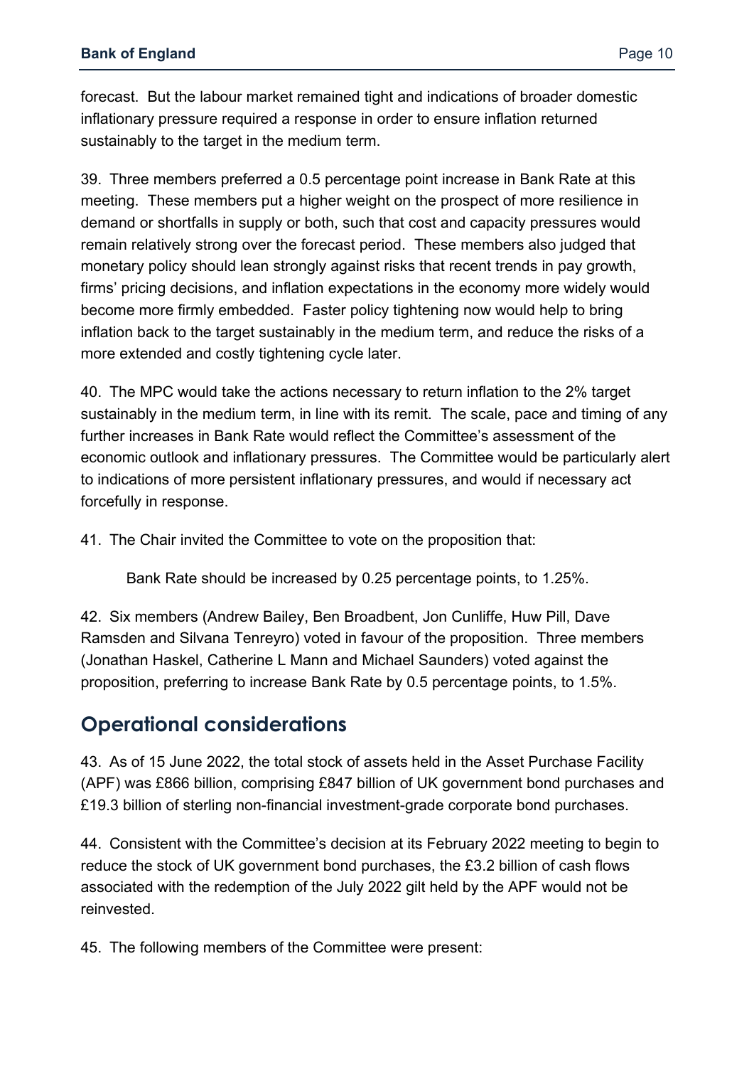forecast. But the labour market remained tight and indications of broader domestic inflationary pressure required a response in order to ensure inflation returned sustainably to the target in the medium term.

39. Three members preferred a 0.5 percentage point increase in Bank Rate at this meeting. These members put a higher weight on the prospect of more resilience in demand or shortfalls in supply or both, such that cost and capacity pressures would remain relatively strong over the forecast period. These members also judged that monetary policy should lean strongly against risks that recent trends in pay growth, firms' pricing decisions, and inflation expectations in the economy more widely would become more firmly embedded. Faster policy tightening now would help to bring inflation back to the target sustainably in the medium term, and reduce the risks of a more extended and costly tightening cycle later.

40. The MPC would take the actions necessary to return inflation to the 2% target sustainably in the medium term, in line with its remit. The scale, pace and timing of any further increases in Bank Rate would reflect the Committee's assessment of the economic outlook and inflationary pressures. The Committee would be particularly alert to indications of more persistent inflationary pressures, and would if necessary act forcefully in response.

41. The Chair invited the Committee to vote on the proposition that:

> Bank Rate should be increased by 0.25 percentage points, to 1.25%.

42. Six members (Andrew Bailey, Ben Broadbent, Jon Cunliffe, Huw Pill, Dave Ramsden and Silvana Tenreyro) voted in favour of the proposition. Three members (Jonathan Haskel, Catherine L Mann and Michael Saunders) voted against the proposition, preferring to increase Bank Rate by 0.5 percentage points, to 1.5%.

## Operational considerations

43. As of 15 June 2022, the total stock of assets held in the Asset Purchase Facility (APF) was £866 billion, comprising £847 billion of UK government bond purchases and £19.3 billion of sterling non-financial investment-grade corporate bond purchases.

44. Consistent with the Committee's decision at its February 2022 meeting to begin to reduce the stock of UK government bond purchases, the £3.2 billion of cash flows associated with the redemption of the July 2022 gilt held by the APF would not be reinvested.

45. The following members of the Committee were present: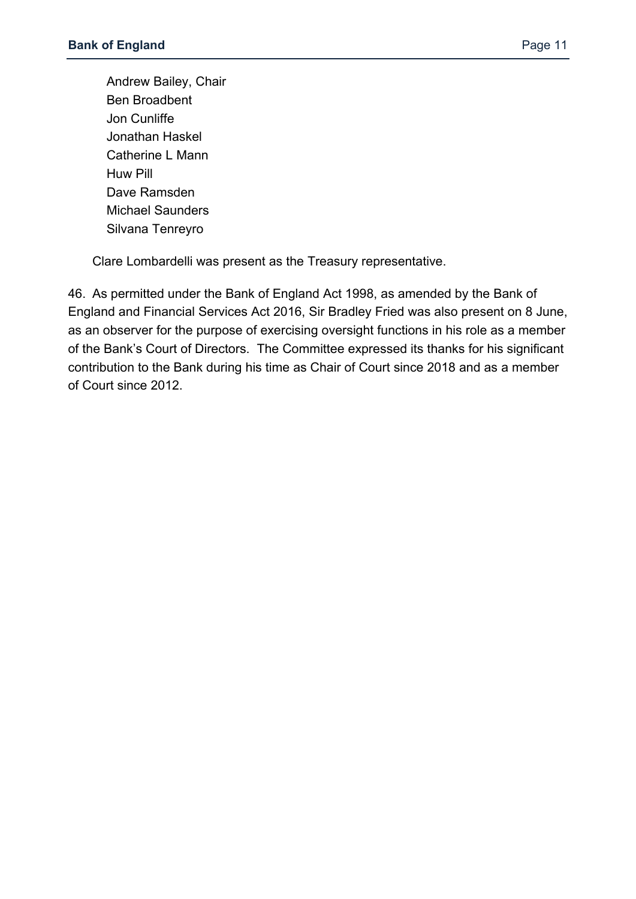Andrew Bailey, Chair
Ben Broadbent
Jon Cunliffe
Jonathan Haskel
Catherine L Mann
Huw Pill
Dave Ramsden
Michael Saunders
Silvana Tenreyro

Clare Lombardelli was present as the Treasury representative.

46. As permitted under the Bank of England Act 1998, as amended by the Bank of England and Financial Services Act 2016, Sir Bradley Fried was also present on 8 June, as an observer for the purpose of exercising oversight functions in his role as a member of the Bank's Court of Directors. The Committee expressed its thanks for his significant contribution to the Bank during his time as Chair of Court since 2018 and as a member of Court since 2012.